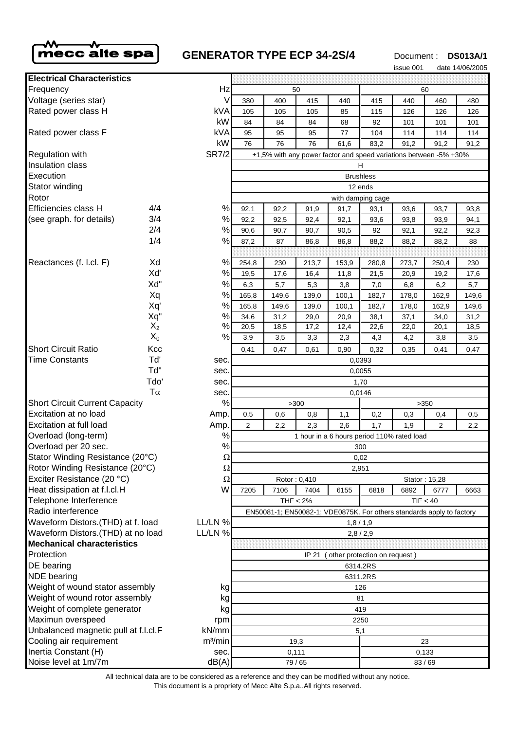# GENERATOR TYPE ECP 34-2S/4

mecc alte spa

Document : **DS013A/1**

issue 001 date 14/06/2005

| **Electrical Characteristics** | | | | | | | | | | |
|---|---|---|---|---|---|---|---|---|---|---|
| Frequency | | Hz | 50 | | | | 60 | | | |
| Voltage (series star) | | V | 380 | 400 | 415 | 440 | 415 | 440 | 460 | 480 |
| Rated power class H | | kVA | 105 | 105 | 105 | 85 | 115 | 126 | 126 | 126 |
| | | kW | 84 | 84 | 84 | 68 | 92 | 101 | 101 | 101 |
| Rated power class F | | kVA | 95 | 95 | 95 | 77 | 104 | 114 | 114 | 114 |
| | | kW | 76 | 76 | 76 | 61,6 | 83,2 | 91,2 | 91,2 | 91,2 |
| Regulation with | | SR7/2 | ±1,5% with any power factor and speed variations between -5% +30% | | | | | | | |
| Insulation class | | | H | | | | | | | |
| Execution | | | Brushless | | | | | | | |
| Stator winding | | | 12 ends | | | | | | | |
| Rotor | | | with damping cage | | | | | | | |
| Efficiencies class H | 4/4 | % | 92,1 | 92,2 | 91,9 | 91,7 | 93,1 | 93,6 | 93,7 | 93,8 |
| (see graph. for details) | 3/4 | % | 92,2 | 92,5 | 92,4 | 92,1 | 93,6 | 93,8 | 93,9 | 94,1 |
| | 2/4 | % | 90,6 | 90,7 | 90,7 | 90,5 | 92 | 92,1 | 92,2 | 92,3 |
| | 1/4 | % | 87,2 | 87 | 86,8 | 86,8 | 88,2 | 88,2 | 88,2 | 88 |
| Reactances (f. l.cl. F) | Xd | % | 254,8 | 230 | 213,7 | 153,9 | 280,8 | 273,7 | 250,4 | 230 |
| | Xd' | % | 19,5 | 17,6 | 16,4 | 11,8 | 21,5 | 20,9 | 19,2 | 17,6 |
| | Xd'' | % | 6,3 | 5,7 | 5,3 | 3,8 | 7,0 | 6,8 | 6,2 | 5,7 |
| | Xq | % | 165,8 | 149,6 | 139,0 | 100,1 | 182,7 | 178,0 | 162,9 | 149,6 |
| | Xq' | % | 165,8 | 149,6 | 139,0 | 100,1 | 182,7 | 178,0 | 162,9 | 149,6 |
| | Xq'' | % | 34,6 | 31,2 | 29,0 | 20,9 | 38,1 | 37,1 | 34,0 | 31,2 |
| | $X_2$ | % | 20,5 | 18,5 | 17,2 | 12,4 | 22,6 | 22,0 | 20,1 | 18,5 |
| | $X_0$ | % | 3,9 | 3,5 | 3,3 | 2,3 | 4,3 | 4,2 | 3,8 | 3,5 |
| Short Circuit Ratio | Kcc | | 0,41 | 0,47 | 0,61 | 0,90 | 0,32 | 0,35 | 0,41 | 0,47 |
| Time Constants | Td' | sec. | 0,0393 | | | | | | | |
| | Td'' | sec. | 0,0055 | | | | | | | |
| | Tdo' | sec. | 1,70 | | | | | | | |
| | $T\alpha$ | sec. | 0,0146 | | | | | | | |
| Short Circuit Current Capacity | | % | >300 | | | | >350 | | | |
| Excitation at no load | | Amp. | 0,5 | 0,6 | 0,8 | 1,1 | 0,2 | 0,3 | 0,4 | 0,5 |
| Excitation at full load | | Amp. | 2 | 2,2 | 2,3 | 2,6 | 1,7 | 1,9 | 2 | 2,2 |
| Overload (long-term) | | % | 1 hour in a 6 hours period 110% rated load | | | | | | | |
| Overload per 20 sec. | | % | 300 | | | | | | | |
| Stator Winding Resistance (20°C) | | Ω | 0,02 | | | | | | | |
| Rotor Winding Resistance (20°C) | | Ω | 2,951 | | | | | | | |
| Exciter Resistance (20 °C) | | Ω | Rotor : 0,410 | | | | Stator : 15,28 | | | |
| Heat dissipation at f.l.cl.H | | W | 7205 | 7106 | 7404 | 6155 | 6818 | 6892 | 6777 | 6663 |
| Telephone Interference | | | THF < 2% | | | | TIF < 40 | | | |
| Radio interference | | | EN50081-1; EN50082-1; VDE0875K. For others standards apply to factory | | | | | | | |
| Waveform Distors.(THD) at f. load | | LL/LN % | 1,8 / 1,9 | | | | | | | |
| Waveform Distors.(THD) at no load | | LL/LN % | 2,8 / 2,9 | | | | | | | |
| **Mechanical characteristics** | | | | | | | | | | |
| Protection | | | IP 21 ( other protection on request ) | | | | | | | |
| DE bearing | | | 6314.2RS | | | | | | | |
| NDE bearing | | | 6311.2RS | | | | | | | |
| Weight of wound stator assembly | | kg | 126 | | | | | | | |
| Weight of wound rotor assembly | | kg | 81 | | | | | | | |
| Weight of complete generator | | kg | 419 | | | | | | | |
| Maximun overspeed | | rpm | 2250 | | | | | | | |
| Unbalanced magnetic pull at f.l.cl.F | | kN/mm | 5,1 | | | | | | | |
| Cooling air requirement | | m³/min | 19,3 | | | | 23 | | | |
| Inertia Constant (H) | | sec. | 0,111 | | | | 0,133 | | | |
| Noise level at 1m/7m | | dB(A) | 79 / 65 | | | | 83 / 69 | | | |

All technical data are to be considered as a reference and they can be modified without any notice.

This document is a propriety of Mecc Alte S.p.a..All rights reserved.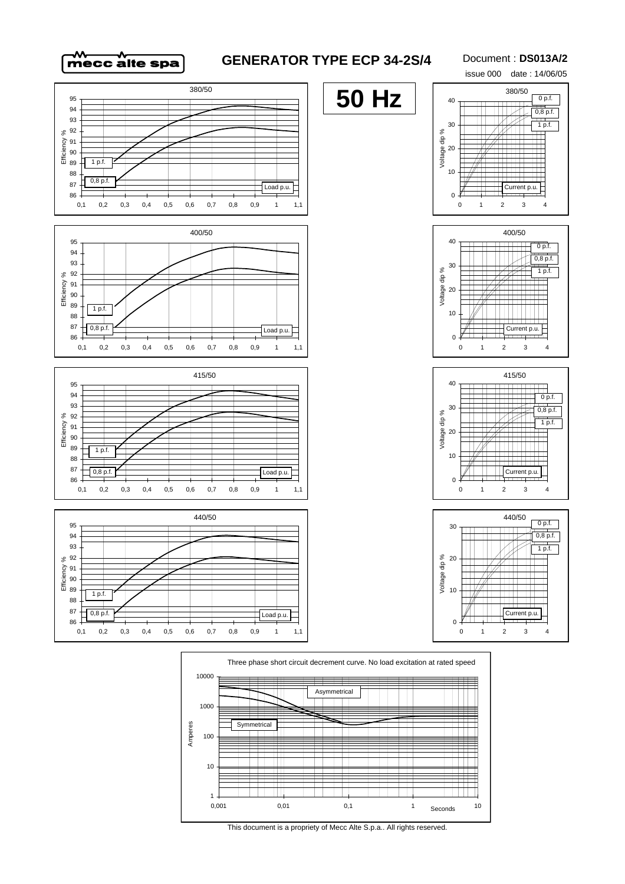# GENERATOR TYPE ECP 34-2S/4

Document : **DS013A/2**

issue 000 date : 14/06/05

**50 Hz**

380/50

Efficiency % — 1 p.f. — 0,8 p.f. — Load p.u.

400/50

Efficiency % — 1 p.f. — 0,8 p.f. — Load p.u.

415/50

Efficiency % — 1 p.f. — 0,8 p.f. — Load p.u.

440/50

Efficiency % — 1 p.f. — 0,8 p.f. — Load p.u.

380/50

Voltage dip % — 0 p.f. — 0,8 p.f. — 1 p.f. — Current p.u.

400/50

Voltage dip % — 0 p.f. — 0,8 p.f. — 1 p.f. — Current p.u.

415/50

Voltage dip % — 0 p.f. — 0,8 p.f. — 1 p.f. — Current p.u.

440/50

Voltage dip % — 0 p.f. — 0,8 p.f. — 1 p.f. — Current p.u.

Three phase short circuit decrement curve. No load excitation at rated speed

Amperes — Asymmetrical — Symmetrical — Seconds

This document is a propriety of Mecc Alte S.p.a.. All rights reserved.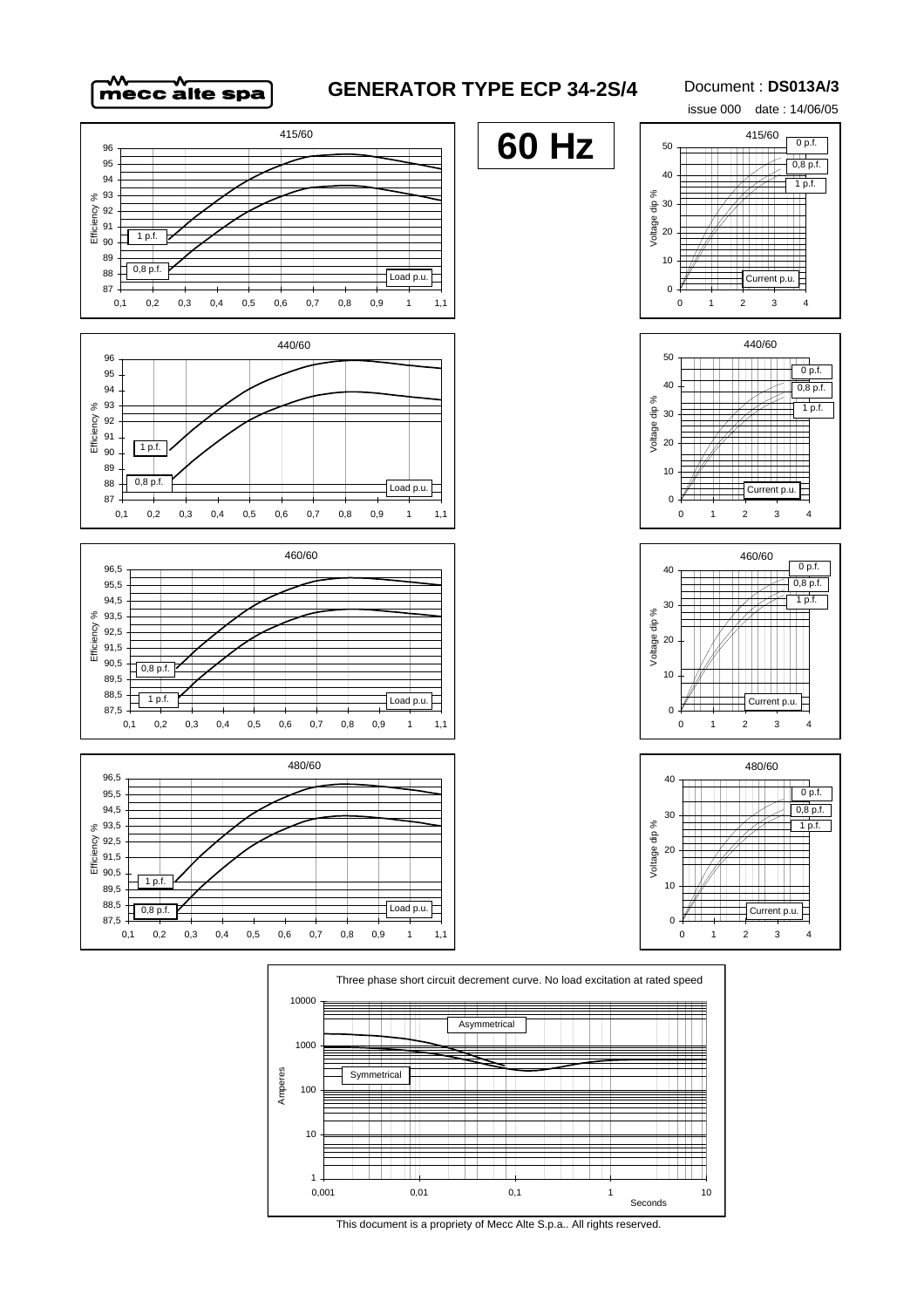# GENERATOR TYPE ECP 34-2S/4

Document : **DS013A/3**

issue 000 date : 14/06/05

# 60 Hz

415/60

Efficiency %

1 p.f.

0,8 p.f.

Load p.u.

415/60

Voltage dip %

0 p.f.

0,8 p.f.

1 p.f.

Current p.u.

440/60

Efficiency %

1 p.f.

0,8 p.f.

Load p.u.

440/60

Voltage dip %

0 p.f.

0,8 p.f.

1 p.f.

Current p.u.

460/60

Efficiency %

0,8 p.f.

1 p.f.

Load p.u.

460/60

Voltage dip %

0 p.f.

0,8 p.f.

1 p.f.

Current p.u.

480/60

Efficiency %

1 p.f.

0,8 p.f.

Load p.u.

480/60

Voltage dip %

0 p.f.

0,8 p.f.

1 p.f.

Current p.u.

Three phase short circuit decrement curve. No load excitation at rated speed

Amperes

Asymmetrical

Symmetrical

Seconds

This document is a propriety of Mecc Alte S.p.a.. All rights reserved.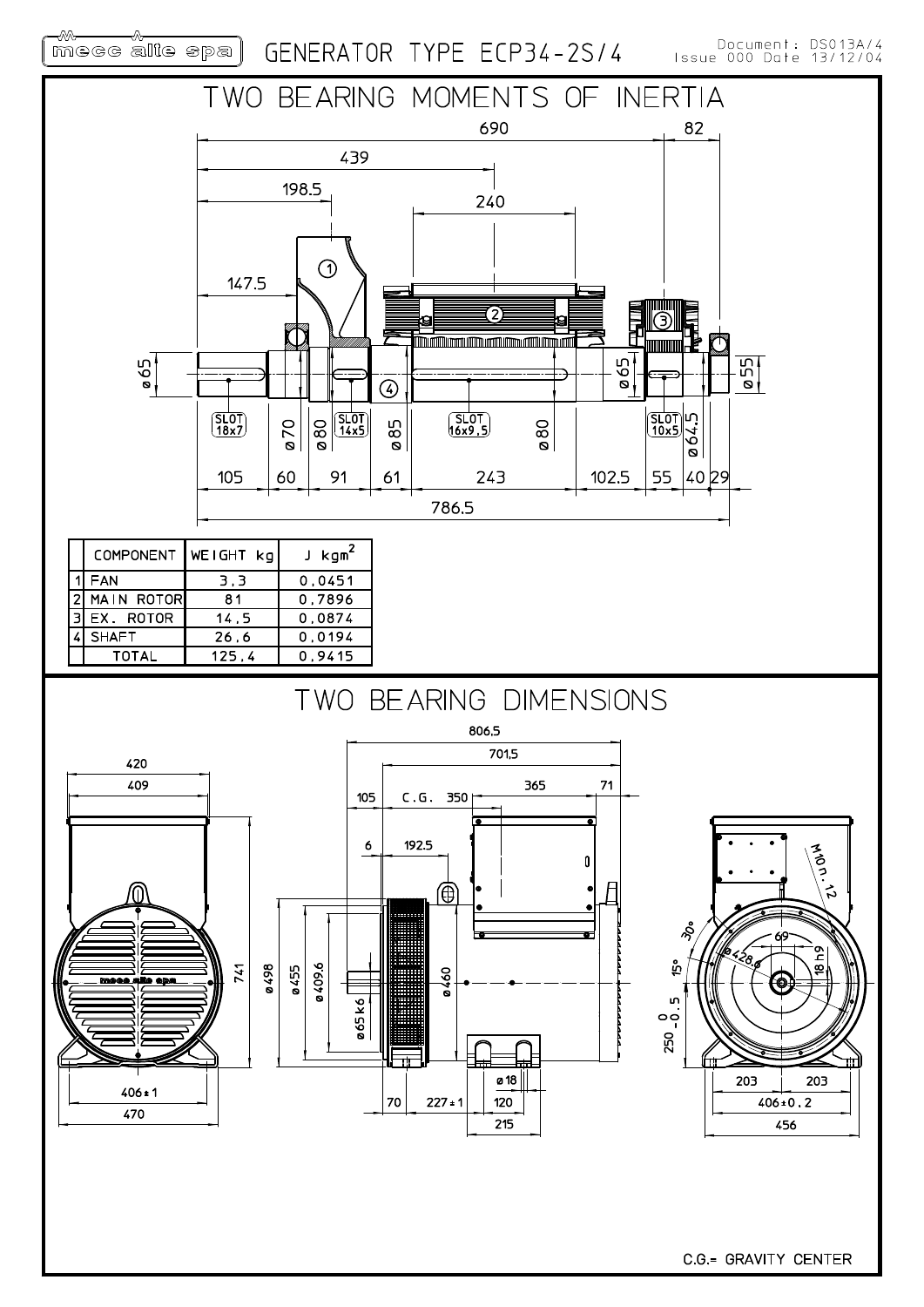# GENERATOR TYPE ECP34-2S/4

Document: DS013A/4
Issue 000 Date 13/12/04

## TWO BEARING MOMENTS OF INERTIA

690, 82, 439, 198.5, 240, 147.5

ø65, SLOT 18x7, ø70, ø80, SLOT 14x5, ø85, SLOT 16x9,5, ø80, ø65, SLOT 10x5, ø64.5, ø55

105, 60, 91, 61, 243, 102.5, 55, 40, 29

786.5

| | COMPONENT | WEIGHT kg | J $kgm^2$ |
|---|---|---|---|
| 1 | FAN | 3,3 | 0,0451 |
| 2 | MAIN ROTOR | 81 | 0,7896 |
| 3 | EX. ROTOR | 14,5 | 0,0874 |
| 4 | SHAFT | 26,6 | 0,0194 |
| | TOTAL | 125,4 | 0,9415 |

## TWO BEARING DIMENSIONS

420, 409, 741, 406±1, 470

806,5, 701,5, 105, C.G. 350, 365, 71, 6, 192.5, ø498, ø455, ø409.6, ø65k6, ø460, ø18, 70, 227±1, 120, 215

M10n.12, 30°, 15°, ø428.6, 69, 18h9, $250^{\ 0}_{-0.5}$, 203, 203, 406±0.2, 456

C.G.= GRAVITY CENTER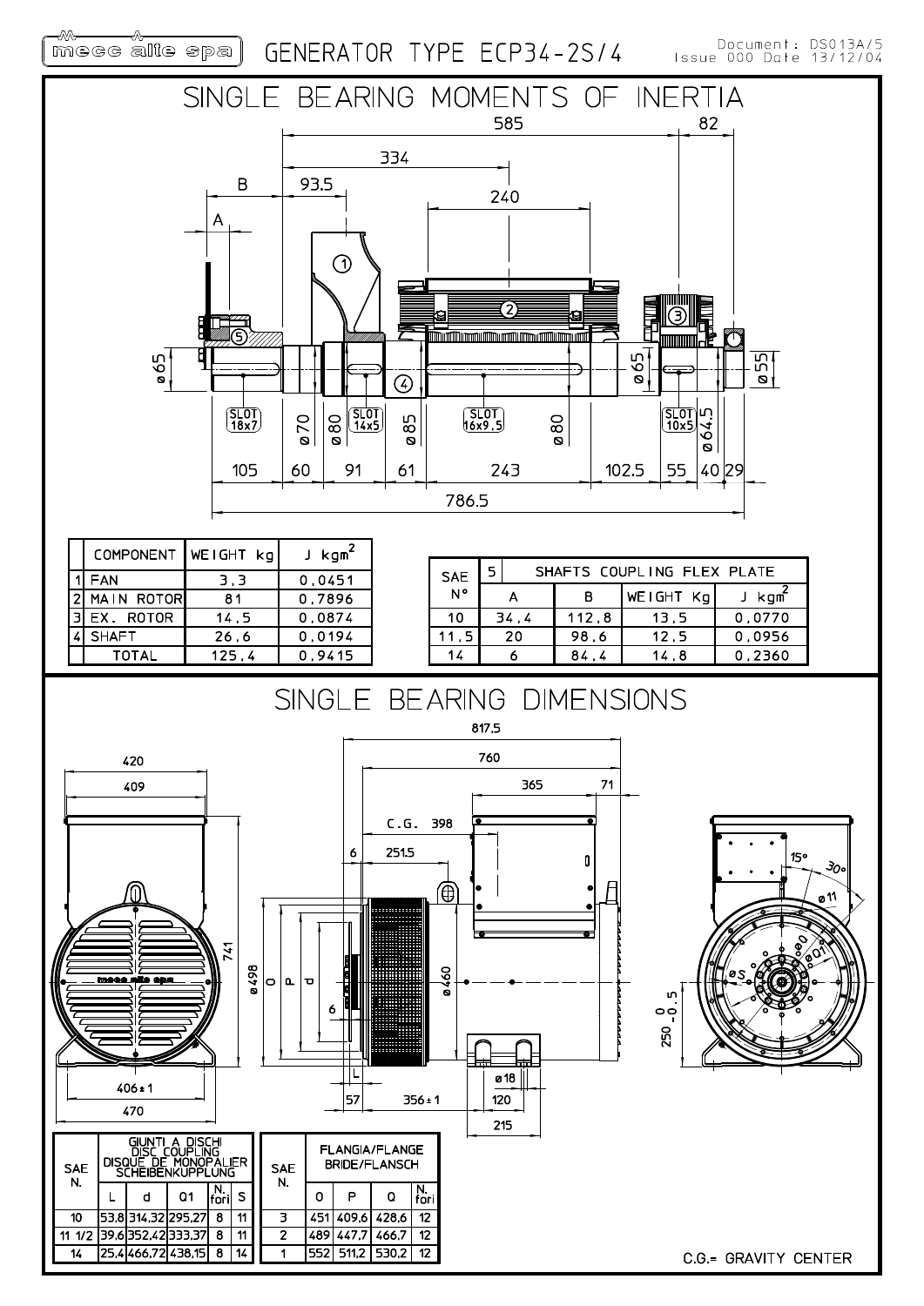# GENERATOR TYPE ECP34-2S/4

Document: DS013A/5
Issue 000 Date 13/12/04

## SINGLE BEARING MOMENTS OF INERTIA

585
82
334
B
93.5
240
A
1
2
3
5
4
ø65
ø55
ø65
SLOT 18x7
ø70
ø80
SLOT 14x5
ø85
SLOT 16x9.5
ø80
SLOT 10x5
ø64.5
105
60
91
61
243
102.5
55
40
29
786.5

| | COMPONENT | WEIGHT kg | J $kgm^2$ |
|---|---|---|---|
| 1 | FAN | 3,3 | 0,0451 |
| 2 | MAIN ROTOR | 81 | 0,7896 |
| 3 | EX. ROTOR | 14,5 | 0,0874 |
| 4 | SHAFT | 26,6 | 0,0194 |
| | TOTAL | 125,4 | 0,9415 |

| SAE N° | 5 SHAFTS COUPLING FLEX PLATE | | | |
|---|---|---|---|---|
| | A | B | WEIGHT Kg | J $kgm^2$ |
| 10 | 34,4 | 112,8 | 13,5 | 0,0770 |
| 11,5 | 20 | 98,6 | 12,5 | 0,0956 |
| 14 | 6 | 84,4 | 14,8 | 0,2360 |

## SINGLE BEARING DIMENSIONS

817,5
760
365
71
420
409
C.G. 398
6
251.5
741
ø498
O
P
d
6
ø460
L
57
356±1
ø18
120
215
406±1
470
15°
30°
ø11
øQ
øQ1
øS
0
250 -0.5
C.G.= GRAVITY CENTER

| SAE N. | GIUNTI A DISCHI DISC COUPLING DISQUE DE MONOPALIER SCHEIBENKUPPLUNG | | | | |
|---|---|---|---|---|---|
| | L | d | Q1 | N. fori | S |
| 10 | 53,8 | 314,32 | 295,27 | 8 | 11 |
| 11 1/2 | 39,6 | 352,42 | 333,37 | 8 | 11 |
| 14 | 25,4 | 466,72 | 438,15 | 8 | 14 |

| SAE N. | FLANGIA/FLANGE BRIDE/FLANSCH | | | |
|---|---|---|---|---|
| | O | P | Q | N. fori |
| 3 | 451 | 409,6 | 428,6 | 12 |
| 2 | 489 | 447,7 | 466,7 | 12 |
| 1 | 552 | 511,2 | 530,2 | 12 |